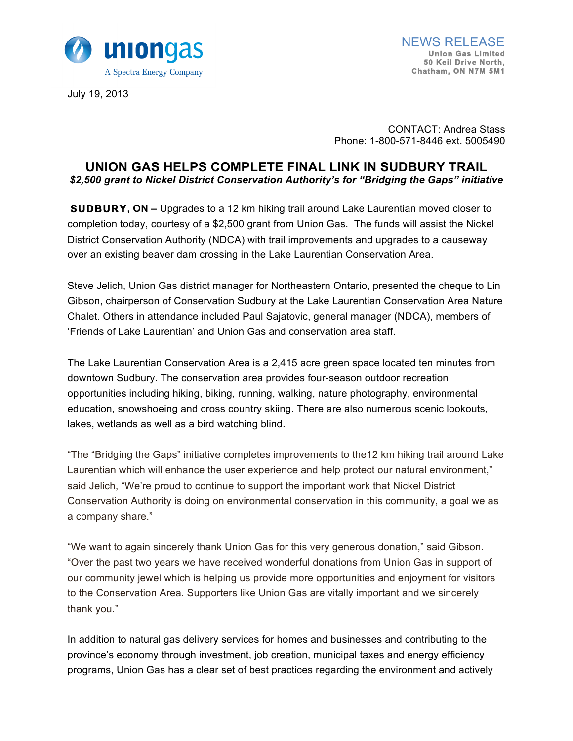unionGas
A Spectra Energy Company

NEWS RELEASE
**Union Gas Limited**
**50 Keil Drive North,**
**Chatham, ON N7M 5M1**

July 19, 2013

CONTACT: Andrea Stass
Phone: 1-800-571-8446 ext. 5005490

# UNION GAS HELPS COMPLETE FINAL LINK IN SUDBURY TRAIL

***$2,500 grant to Nickel District Conservation Authority's for "Bridging the Gaps" initiative***

**SUDBURY, ON –** Upgrades to a 12 km hiking trail around Lake Laurentian moved closer to completion today, courtesy of a $2,500 grant from Union Gas. The funds will assist the Nickel District Conservation Authority (NDCA) with trail improvements and upgrades to a causeway over an existing beaver dam crossing in the Lake Laurentian Conservation Area.

Steve Jelich, Union Gas district manager for Northeastern Ontario, presented the cheque to Lin Gibson, chairperson of Conservation Sudbury at the Lake Laurentian Conservation Area Nature Chalet. Others in attendance included Paul Sajatovic, general manager (NDCA), members of 'Friends of Lake Laurentian' and Union Gas and conservation area staff.

The Lake Laurentian Conservation Area is a 2,415 acre green space located ten minutes from downtown Sudbury. The conservation area provides four-season outdoor recreation opportunities including hiking, biking, running, walking, nature photography, environmental education, snowshoeing and cross country skiing. There are also numerous scenic lookouts, lakes, wetlands as well as a bird watching blind.

"The "Bridging the Gaps" initiative completes improvements to the12 km hiking trail around Lake Laurentian which will enhance the user experience and help protect our natural environment," said Jelich, "We're proud to continue to support the important work that Nickel District Conservation Authority is doing on environmental conservation in this community, a goal we as a company share."

"We want to again sincerely thank Union Gas for this very generous donation," said Gibson. "Over the past two years we have received wonderful donations from Union Gas in support of our community jewel which is helping us provide more opportunities and enjoyment for visitors to the Conservation Area. Supporters like Union Gas are vitally important and we sincerely thank you."

In addition to natural gas delivery services for homes and businesses and contributing to the province's economy through investment, job creation, municipal taxes and energy efficiency programs, Union Gas has a clear set of best practices regarding the environment and actively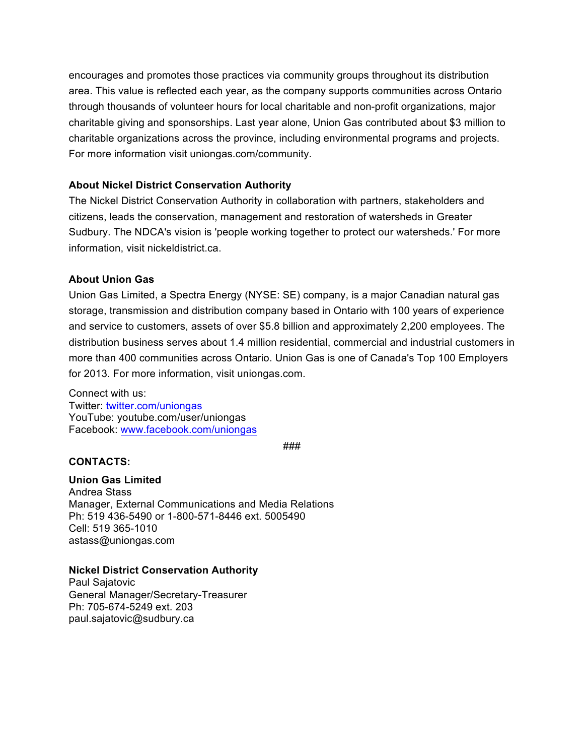encourages and promotes those practices via community groups throughout its distribution area. This value is reflected each year, as the company supports communities across Ontario through thousands of volunteer hours for local charitable and non-profit organizations, major charitable giving and sponsorships. Last year alone, Union Gas contributed about $3 million to charitable organizations across the province, including environmental programs and projects. For more information visit uniongas.com/community.

**About Nickel District Conservation Authority**

The Nickel District Conservation Authority in collaboration with partners, stakeholders and citizens, leads the conservation, management and restoration of watersheds in Greater Sudbury. The NDCA's vision is 'people working together to protect our watersheds.' For more information, visit nickeldistrict.ca.

**About Union Gas**

Union Gas Limited, a Spectra Energy (NYSE: SE) company, is a major Canadian natural gas storage, transmission and distribution company based in Ontario with 100 years of experience and service to customers, assets of over $5.8 billion and approximately 2,200 employees. The distribution business serves about 1.4 million residential, commercial and industrial customers in more than 400 communities across Ontario. Union Gas is one of Canada's Top 100 Employers for 2013. For more information, visit uniongas.com.

Connect with us:
Twitter: twitter.com/uniongas
YouTube: youtube.com/user/uniongas
Facebook: www.facebook.com/uniongas

###

**CONTACTS:**

**Union Gas Limited**
Andrea Stass
Manager, External Communications and Media Relations
Ph: 519 436-5490 or 1-800-571-8446 ext. 5005490
Cell: 519 365-1010
astass@uniongas.com

**Nickel District Conservation Authority**
Paul Sajatovic
General Manager/Secretary-Treasurer
Ph: 705-674-5249 ext. 203
paul.sajatovic@sudbury.ca